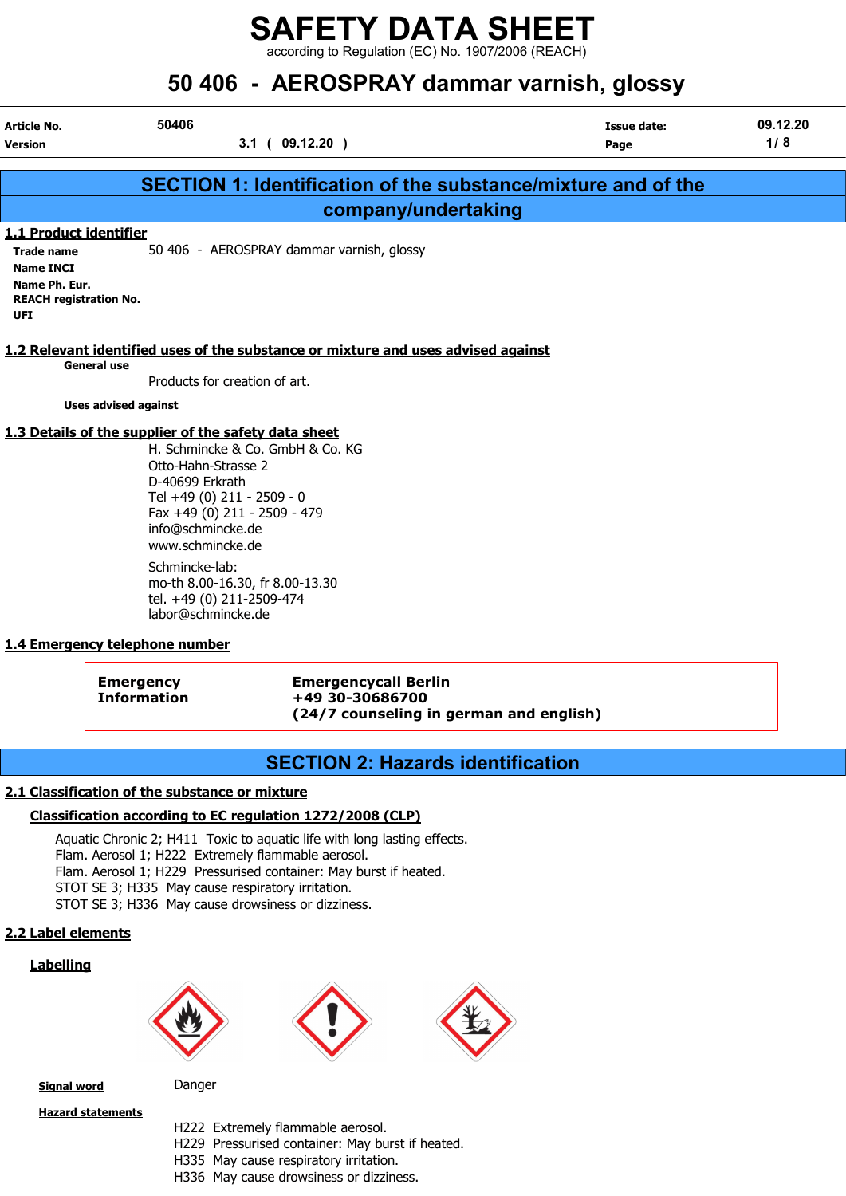# SAFETY DATA SHEET

according to Regulation (EC) No. 1907/2006 (REACH)

## 50 406 - AEROSPRAY dammar varnish, glossy

| | | | |
|---|---|---|---|
| **Article No.** | 50406 | **Issue date:** | 09.12.20 |
| **Version** | 3.1 ( 09.12.20 ) | **Page** | 1/ 8 |

## SECTION 1: Identification of the substance/mixture and of the company/undertaking

### 1.1 Product identifier

**Trade name** 50 406 - AEROSPRAY dammar varnish, glossy

**Name INCI**

**Name Ph. Eur.**

**REACH registration No.**

**UFI**

### 1.2 Relevant identified uses of the substance or mixture and uses advised against

**General use**

Products for creation of art.

**Uses advised against**

### 1.3 Details of the supplier of the safety data sheet

H. Schmincke & Co. GmbH & Co. KG
Otto-Hahn-Strasse 2
D-40699 Erkrath
Tel +49 (0) 211 - 2509 - 0
Fax +49 (0) 211 - 2509 - 479
info@schmincke.de
www.schmincke.de

Schmincke-lab:
mo-th 8.00-16.30, fr 8.00-13.30
tel. +49 (0) 211-2509-474
labor@schmincke.de

### 1.4 Emergency telephone number

| | |
|---|---|
| **Emergency Information** | **Emergencycall Berlin** **+49 30-30686700** **(24/7 counseling in german and english)** |

## SECTION 2: Hazards identification

### 2.1 Classification of the substance or mixture

**Classification according to EC regulation 1272/2008 (CLP)**

Aquatic Chronic 2; H411 Toxic to aquatic life with long lasting effects.
Flam. Aerosol 1; H222 Extremely flammable aerosol.
Flam. Aerosol 1; H229 Pressurised container: May burst if heated.
STOT SE 3; H335 May cause respiratory irritation.
STOT SE 3; H336 May cause drowsiness or dizziness.

### 2.2 Label elements

**Labelling**

**Signal word** Danger

**Hazard statements**

H222 Extremely flammable aerosol.
H229 Pressurised container: May burst if heated.
H335 May cause respiratory irritation.
H336 May cause drowsiness or dizziness.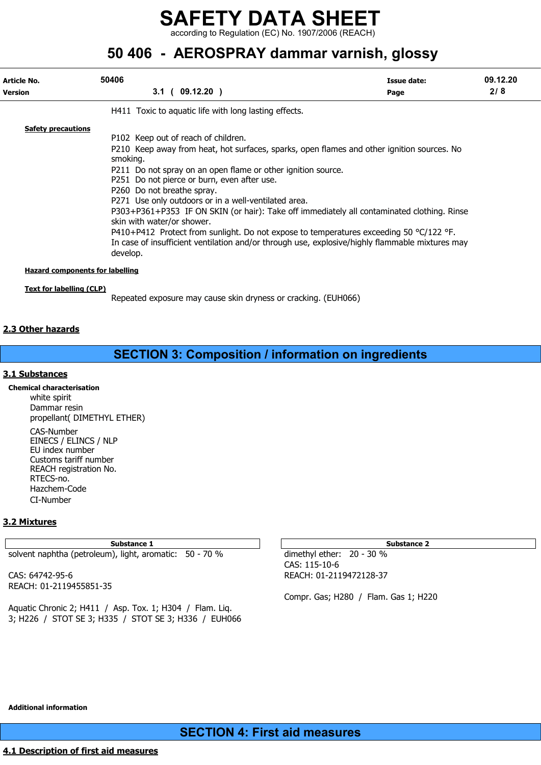H411 Toxic to aquatic life with long lasting effects.

**Safety precautions**

P102 Keep out of reach of children.
P210 Keep away from heat, hot surfaces, sparks, open flames and other ignition sources. No smoking.
P211 Do not spray on an open flame or other ignition source.
P251 Do not pierce or burn, even after use.
P260 Do not breathe spray.
P271 Use only outdoors or in a well-ventilated area.
P303+P361+P353 IF ON SKIN (or hair): Take off immediately all contaminated clothing. Rinse skin with water/or shower.
P410+P412 Protect from sunlight. Do not expose to temperatures exceeding 50 °C/122 °F.
In case of insufficient ventilation and/or through use, explosive/highly flammable mixtures may develop.

**Hazard components for labelling**

**Text for labelling (CLP)**

Repeated exposure may cause skin dryness or cracking. (EUH066)

## 2.3 Other hazards

# SECTION 3: Composition / information on ingredients

## 3.1 Substances

**Chemical characterisation**

white spirit
Dammar resin
propellant( DIMETHYL ETHER)

CAS-Number
EINECS / ELINCS / NLP
EU index number
Customs tariff number
REACH registration No.
RTECS-no.
Hazchem-Code
CI-Number

## 3.2 Mixtures

| Substance 1 |
|---|
| solvent naphtha (petroleum), light, aromatic: 50 - 70 %<br><br>CAS: 64742-95-6<br>REACH: 01-2119455851-35<br><br>Aquatic Chronic 2; H411 / Asp. Tox. 1; H304 / Flam. Liq. 3; H226 / STOT SE 3; H335 / STOT SE 3; H336 / EUH066 |

| Substance 2 |
|---|
| dimethyl ether: 20 - 30 %<br>CAS: 115-10-6<br>REACH: 01-2119472128-37<br><br>Compr. Gas; H280 / Flam. Gas 1; H220 |

**Additional information**

# SECTION 4: First aid measures

## 4.1 Description of first aid measures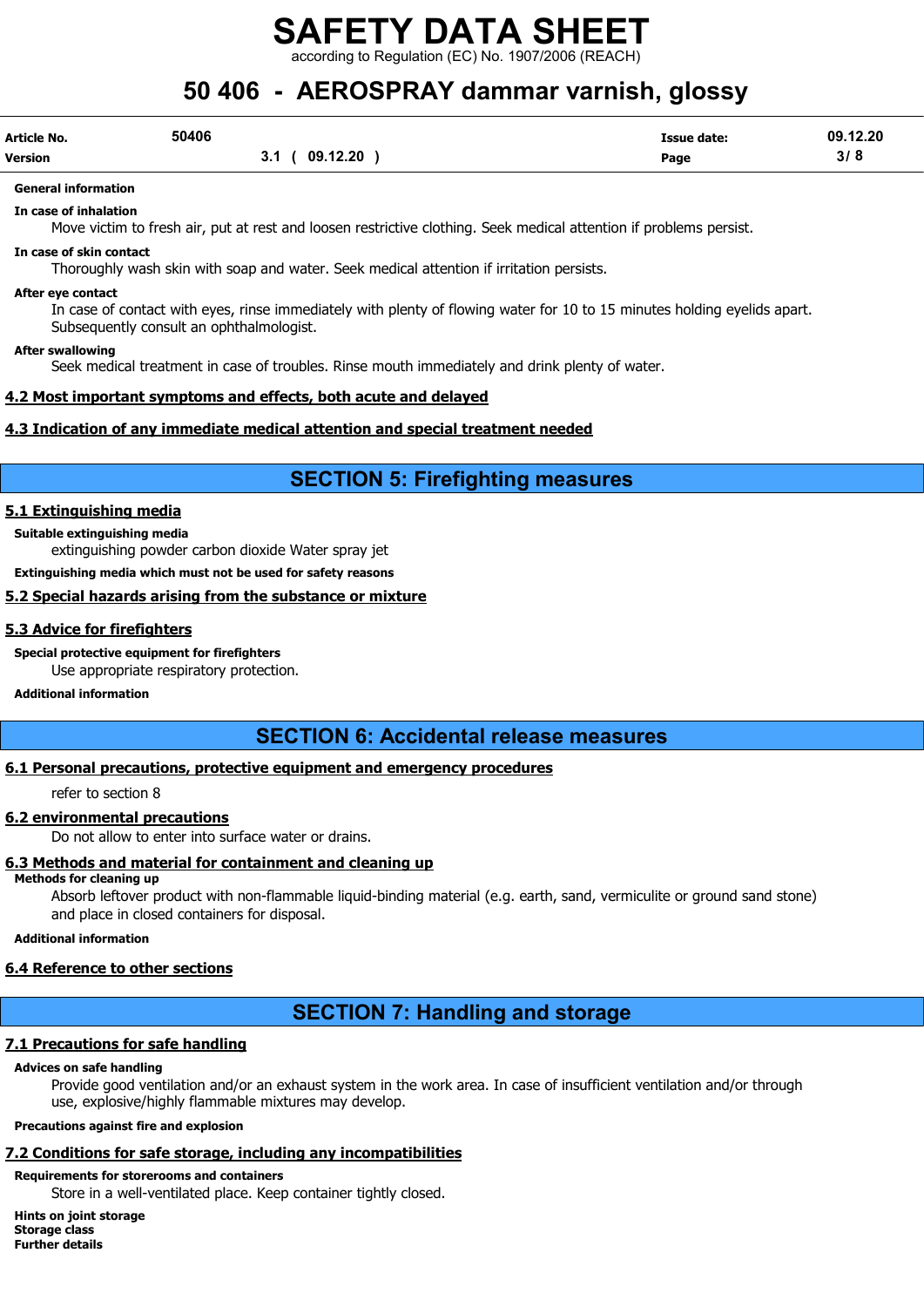**General information**

**In case of inhalation**

Move victim to fresh air, put at rest and loosen restrictive clothing. Seek medical attention if problems persist.

**In case of skin contact**

Thoroughly wash skin with soap and water. Seek medical attention if irritation persists.

**After eye contact**

In case of contact with eyes, rinse immediately with plenty of flowing water for 10 to 15 minutes holding eyelids apart. Subsequently consult an ophthalmologist.

**After swallowing**

Seek medical treatment in case of troubles. Rinse mouth immediately and drink plenty of water.

### 4.2 Most important symptoms and effects, both acute and delayed

### 4.3 Indication of any immediate medical attention and special treatment needed

## SECTION 5: Firefighting measures

### 5.1 Extinguishing media

**Suitable extinguishing media**

extinguishing powder carbon dioxide Water spray jet

**Extinguishing media which must not be used for safety reasons**

### 5.2 Special hazards arising from the substance or mixture

### 5.3 Advice for firefighters

**Special protective equipment for firefighters**

Use appropriate respiratory protection.

**Additional information**

## SECTION 6: Accidental release measures

### 6.1 Personal precautions, protective equipment and emergency procedures

refer to section 8

### 6.2 environmental precautions

Do not allow to enter into surface water or drains.

### 6.3 Methods and material for containment and cleaning up

**Methods for cleaning up**

Absorb leftover product with non-flammable liquid-binding material (e.g. earth, sand, vermiculite or ground sand stone) and place in closed containers for disposal.

**Additional information**

### 6.4 Reference to other sections

## SECTION 7: Handling and storage

### 7.1 Precautions for safe handling

**Advices on safe handling**

Provide good ventilation and/or an exhaust system in the work area. In case of insufficient ventilation and/or through use, explosive/highly flammable mixtures may develop.

**Precautions against fire and explosion**

### 7.2 Conditions for safe storage, including any incompatibilities

**Requirements for storerooms and containers**

Store in a well-ventilated place. Keep container tightly closed.

**Hints on joint storage**

**Storage class**

**Further details**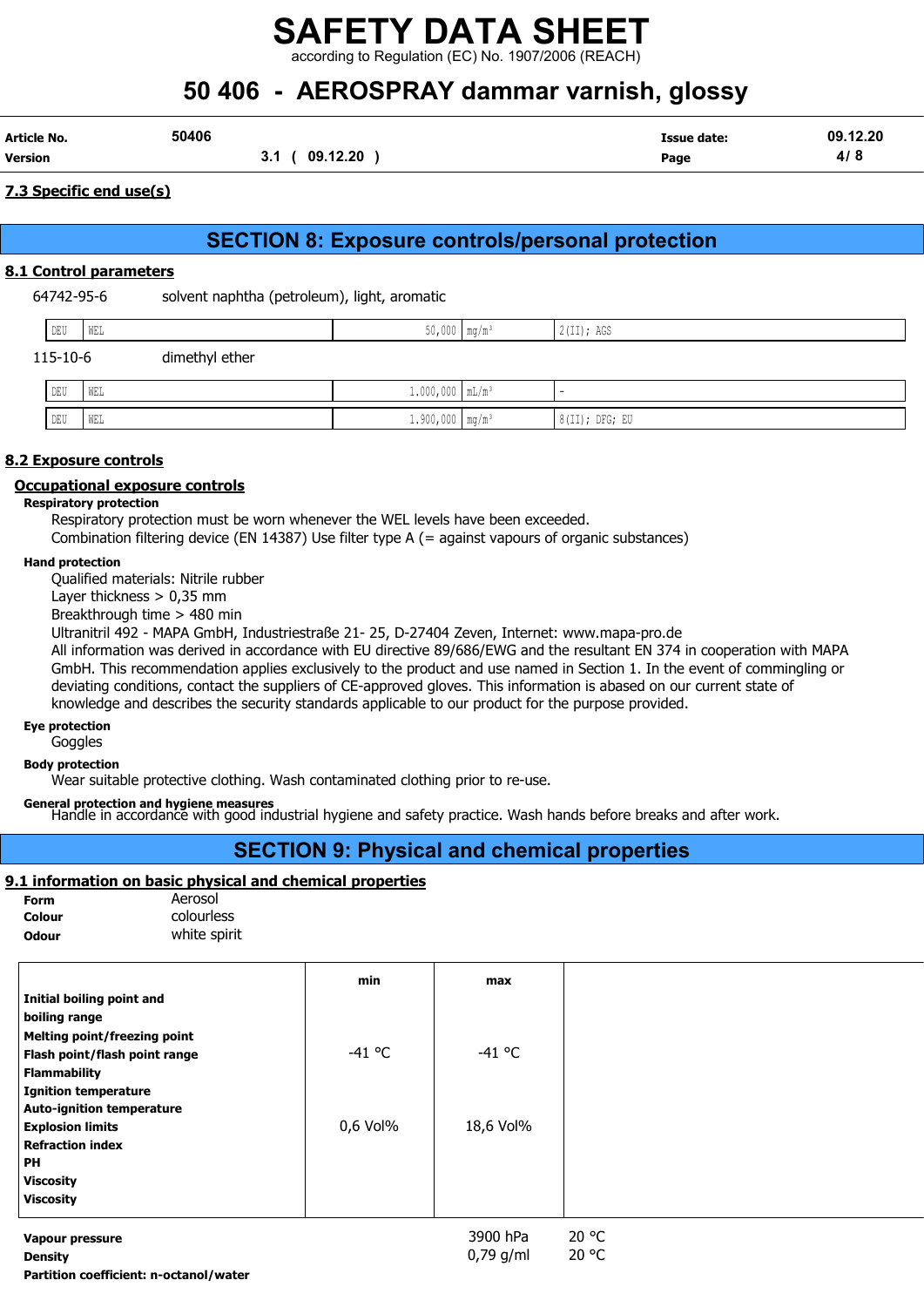### 7.3 Specific end use(s)

## SECTION 8: Exposure controls/personal protection

### 8.1 Control parameters

64742-95-6 solvent naphtha (petroleum), light, aromatic

| | | | | |
|---|---|---|---|---|
| DEU | WEL | 50,000 | mg/m³ | 2(II); AGS |

115-10-6 dimethyl ether

| | | | | |
|---|---|---|---|---|
| DEU | WEL | 1.000,000 | mL/m³ | - |
| DEU | WEL | 1.900,000 | mg/m³ | 8(II); DFG; EU |

### 8.2 Exposure controls

#### Occupational exposure controls

**Respiratory protection**

Respiratory protection must be worn whenever the WEL levels have been exceeded.
Combination filtering device (EN 14387) Use filter type A (= against vapours of organic substances)

**Hand protection**

Qualified materials: Nitrile rubber
Layer thickness > 0,35 mm
Breakthrough time > 480 min
Ultranitril 492 - MAPA GmbH, Industriestraße 21- 25, D-27404 Zeven, Internet: www.mapa-pro.de
All information was derived in accordance with EU directive 89/686/EWG and the resultant EN 374 in cooperation with MAPA GmbH. This recommendation applies exclusively to the product and use named in Section 1. In the event of commingling or deviating conditions, contact the suppliers of CE-approved gloves. This information is abased on our current state of knowledge and describes the security standards applicable to our product for the purpose provided.

**Eye protection**

Goggles

**Body protection**

Wear suitable protective clothing. Wash contaminated clothing prior to re-use.

**General protection and hygiene measures**

Handle in accordance with good industrial hygiene and safety practice. Wash hands before breaks and after work.

## SECTION 9: Physical and chemical properties

### 9.1 information on basic physical and chemical properties

**Form** Aerosol
**Colour** colourless
**Odour** white spirit

| | min | max | |
|---|---|---|---|
| **Initial boiling point and boiling range** | | | |
| **Melting point/freezing point** | | | |
| **Flash point/flash point range** | -41 °C | -41 °C | |
| **Flammability** | | | |
| **Ignition temperature** | | | |
| **Auto-ignition temperature** | | | |
| **Explosion limits** | 0,6 Vol% | 18,6 Vol% | |
| **Refraction index** | | | |
| **PH** | | | |
| **Viscosity** | | | |
| **Viscosity** | | | |

| | | |
|---|---|---|
| **Vapour pressure** | 3900 hPa | 20 °C |
| **Density** | 0,79 g/ml | 20 °C |
| **Partition coefficient: n-octanol/water** | | |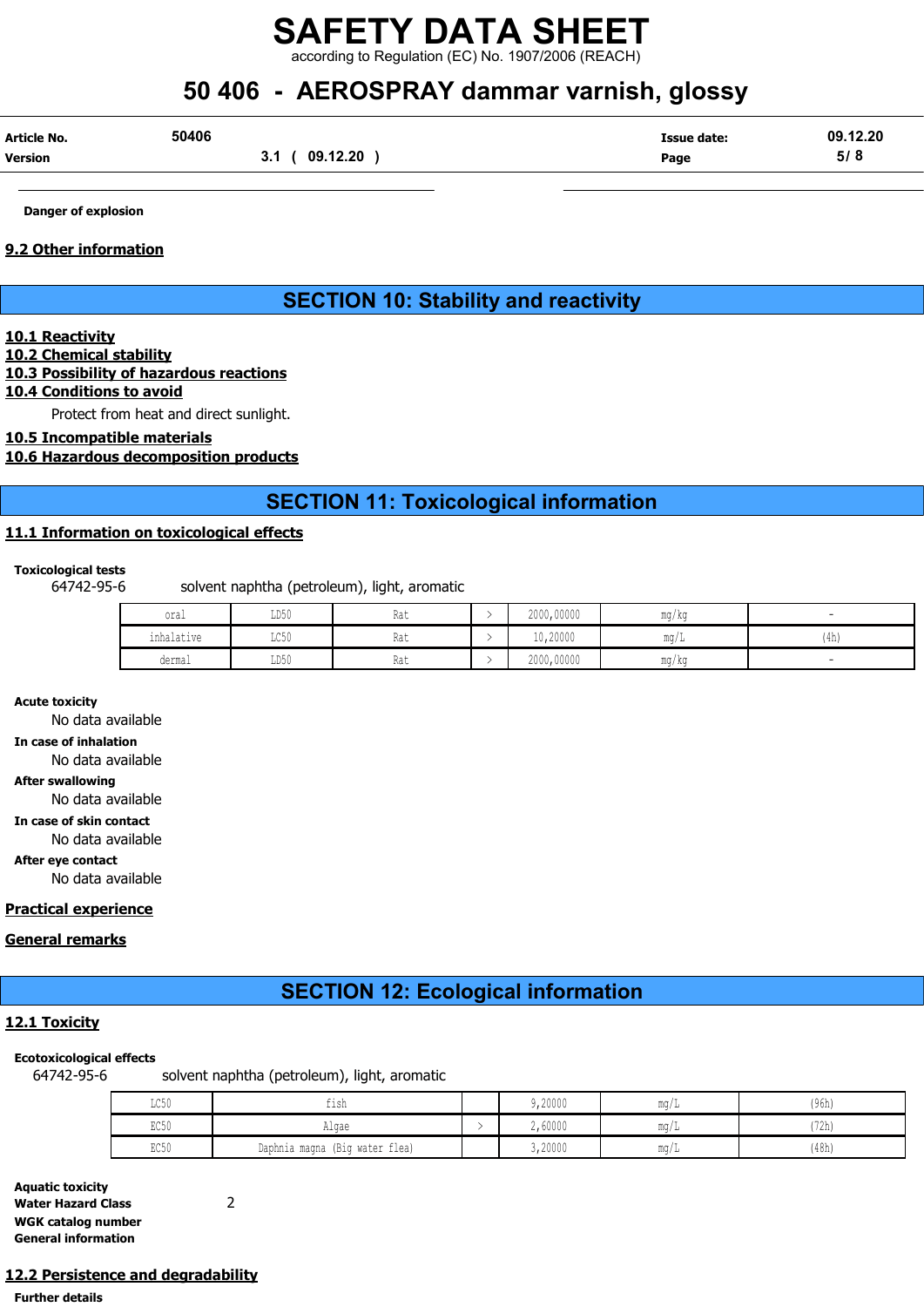Danger of explosion

### 9.2 Other information

## SECTION 10: Stability and reactivity

### 10.1 Reactivity

### 10.2 Chemical stability

### 10.3 Possibility of hazardous reactions

### 10.4 Conditions to avoid

Protect from heat and direct sunlight.

### 10.5 Incompatible materials

### 10.6 Hazardous decomposition products

## SECTION 11: Toxicological information

### 11.1 Information on toxicological effects

**Toxicological tests**

64742-95-6 solvent naphtha (petroleum), light, aromatic

| | | | | | | |
|---|---|---|---|---|---|---|
| oral | LD50 | Rat | > | 2000,00000 | mg/kg | - |
| inhalative | LC50 | Rat | > | 10,20000 | mg/L | (4h) |
| dermal | LD50 | Rat | > | 2000,00000 | mg/kg | - |

**Acute toxicity**

No data available

**In case of inhalation**

No data available

**After swallowing**

No data available

**In case of skin contact**

No data available

**After eye contact**

No data available

### Practical experience

### General remarks

## SECTION 12: Ecological information

### 12.1 Toxicity

**Ecotoxicological effects**

64742-95-6 solvent naphtha (petroleum), light, aromatic

| | | | | | |
|---|---|---|---|---|---|
| LC50 | fish | | 9,20000 | mg/L | (96h) |
| EC50 | Algae | > | 2,60000 | mg/L | (72h) |
| EC50 | Daphnia magna (Big water flea) | | 3,20000 | mg/L | (48h) |

**Aquatic toxicity**

**Water Hazard Class** 2

**WGK catalog number**

**General information**

### 12.2 Persistence and degradability

**Further details**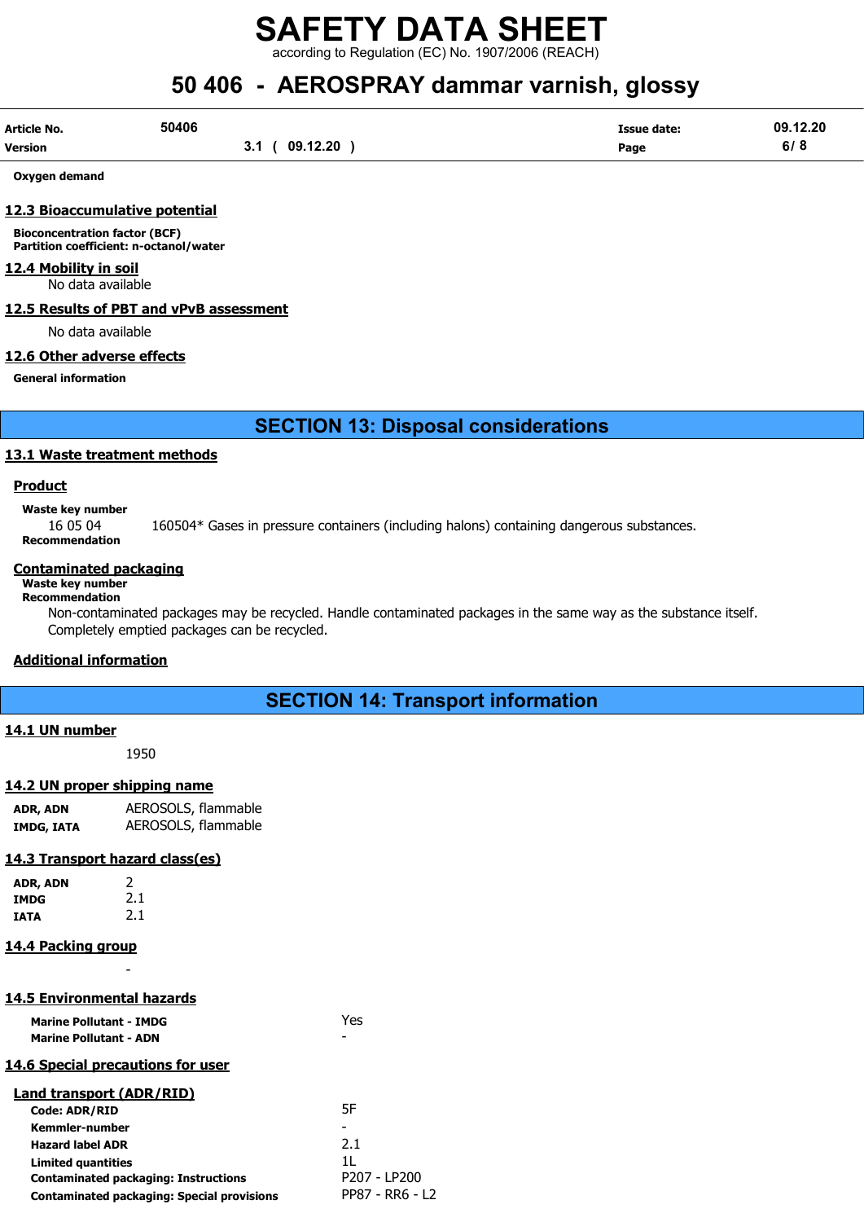**Oxygen demand**

## 12.3 Bioaccumulative potential

**Bioconcentration factor (BCF)**
**Partition coefficient: n-octanol/water**

## 12.4 Mobility in soil

No data available

## 12.5 Results of PBT and vPvB assessment

No data available

## 12.6 Other adverse effects

**General information**

# SECTION 13: Disposal considerations

## 13.1 Waste treatment methods

### Product

**Waste key number**

16 05 04 160504* Gases in pressure containers (including halons) containing dangerous substances.

**Recommendation**

### Contaminated packaging

**Waste key number**
**Recommendation**

Non-contaminated packages may be recycled. Handle contaminated packages in the same way as the substance itself.
Completely emptied packages can be recycled.

### Additional information

# SECTION 14: Transport information

## 14.1 UN number

1950

## 14.2 UN proper shipping name

| | |
|---|---|
| **ADR, ADN** | AEROSOLS, flammable |
| **IMDG, IATA** | AEROSOLS, flammable |

## 14.3 Transport hazard class(es)

| | |
|---|---|
| **ADR, ADN** | 2 |
| **IMDG** | 2.1 |
| **IATA** | 2.1 |

## 14.4 Packing group

-

## 14.5 Environmental hazards

| | |
|---|---|
| **Marine Pollutant - IMDG** | Yes |
| **Marine Pollutant - ADN** | - |

## 14.6 Special precautions for user

### Land transport (ADR/RID)

| | |
|---|---|
| **Code: ADR/RID** | 5F |
| **Kemmler-number** | - |
| **Hazard label ADR** | 2.1 |
| **Limited quantities** | 1L |
| **Contaminated packaging: Instructions** | P207 - LP200 |
| **Contaminated packaging: Special provisions** | PP87 - RR6 - L2 |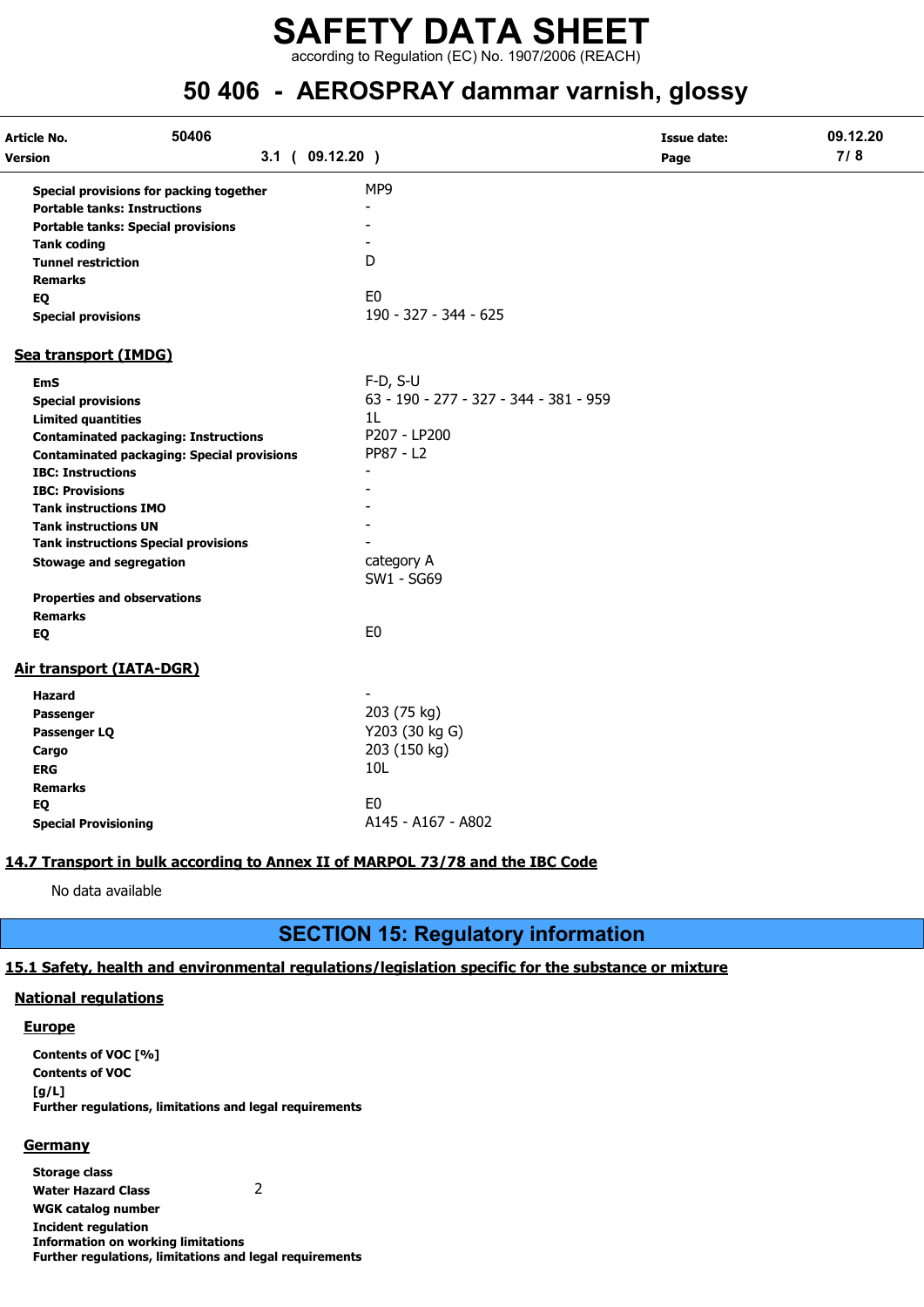| | |
|---|---|
| **Special provisions for packing together** | MP9 |
| **Portable tanks: Instructions** | - |
| **Portable tanks: Special provisions** | - |
| **Tank coding** | - |
| **Tunnel restriction** | D |
| **Remarks** | |
| **EQ** | E0 |
| **Special provisions** | 190 - 327 - 344 - 625 |

### Sea transport (IMDG)

| | |
|---|---|
| **EmS** | F-D, S-U |
| **Special provisions** | 63 - 190 - 277 - 327 - 344 - 381 - 959 |
| **Limited quantities** | 1L |
| **Contaminated packaging: Instructions** | P207 - LP200 |
| **Contaminated packaging: Special provisions** | PP87 - L2 |
| **IBC: Instructions** | - |
| **IBC: Provisions** | - |
| **Tank instructions IMO** | - |
| **Tank instructions UN** | - |
| **Tank instructions Special provisions** | - |
| **Stowage and segregation** | category A<br>SW1 - SG69 |
| **Properties and observations** | |
| **Remarks** | |
| **EQ** | E0 |

### Air transport (IATA-DGR)

| | |
|---|---|
| **Hazard** | - |
| **Passenger** | 203 (75 kg) |
| **Passenger LQ** | Y203 (30 kg G) |
| **Cargo** | 203 (150 kg) |
| **ERG** | 10L |
| **Remarks** | |
| **EQ** | E0 |
| **Special Provisioning** | A145 - A167 - A802 |

### 14.7 Transport in bulk according to Annex II of MARPOL 73/78 and the IBC Code

No data available

## SECTION 15: Regulatory information

### 15.1 Safety, health and environmental regulations/legislation specific for the substance or mixture

#### National regulations

##### Europe

**Contents of VOC [%]**
**Contents of VOC [g/L]**
**Further regulations, limitations and legal requirements**

##### Germany

| | |
|---|---|
| **Storage class** | |
| **Water Hazard Class** | 2 |
| **WGK catalog number** | |
| **Incident regulation** | |
| **Information on working limitations** | |
| **Further regulations, limitations and legal requirements** | |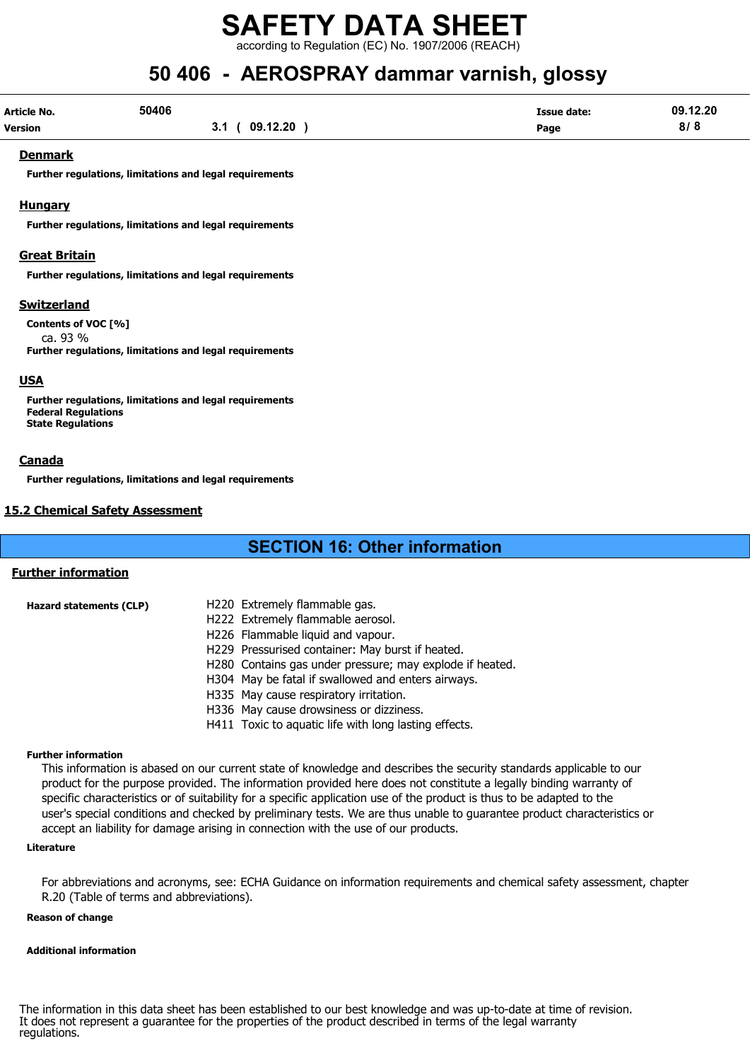#### Denmark

**Further regulations, limitations and legal requirements**

#### Hungary

**Further regulations, limitations and legal requirements**

#### Great Britain

**Further regulations, limitations and legal requirements**

#### Switzerland

**Contents of VOC [%]**

ca. 93 %

**Further regulations, limitations and legal requirements**

#### USA

**Further regulations, limitations and legal requirements**
**Federal Regulations**
**State Regulations**

#### Canada

**Further regulations, limitations and legal requirements**

### 15.2 Chemical Safety Assessment

## SECTION 16: Other information

### Further information

**Hazard statements (CLP)**

H220 Extremely flammable gas.
H222 Extremely flammable aerosol.
H226 Flammable liquid and vapour.
H229 Pressurised container: May burst if heated.
H280 Contains gas under pressure; may explode if heated.
H304 May be fatal if swallowed and enters airways.
H335 May cause respiratory irritation.
H336 May cause drowsiness or dizziness.
H411 Toxic to aquatic life with long lasting effects.

**Further information**

This information is abased on our current state of knowledge and describes the security standards applicable to our product for the purpose provided. The information provided here does not constitute a legally binding warranty of specific characteristics or of suitability for a specific application use of the product is thus to be adapted to the user's special conditions and checked by preliminary tests. We are thus unable to guarantee product characteristics or accept an liability for damage arising in connection with the use of our products.

**Literature**

For abbreviations and acronyms, see: ECHA Guidance on information requirements and chemical safety assessment, chapter R.20 (Table of terms and abbreviations).

**Reason of change**

**Additional information**

The information in this data sheet has been established to our best knowledge and was up-to-date at time of revision. It does not represent a guarantee for the properties of the product described in terms of the legal warranty regulations.